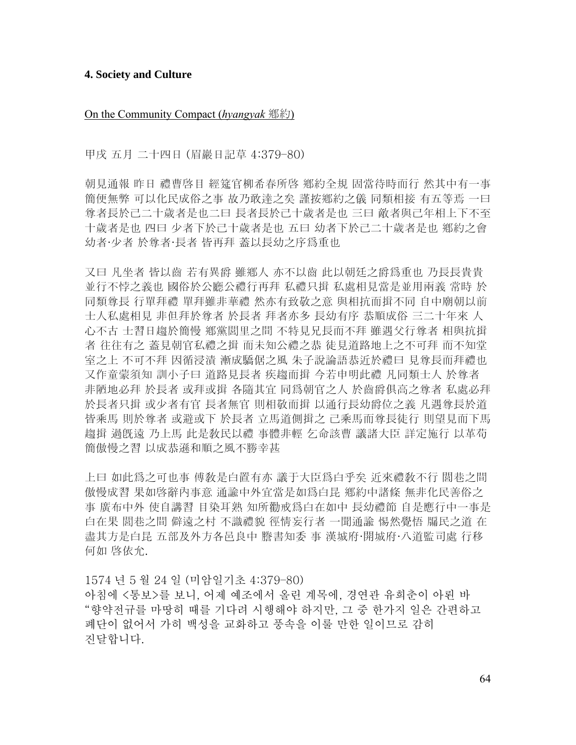**4. Society and Culture**

On the Community Compact (*hyangyak* 鄕約)

甲戌 五月 二十四日 (眉巖日記草 4:379-80)

朝見通報 昨日 禮曹啓目 經筵官柳希春所啓 鄕約全規 固當待時而行 然其中有一事簡便無弊 可以化民成俗之事 故乃敢達之矣 謹按鄕約之儀 同類相接 有五等焉 一曰尊者長於己二十歲者是也二曰 長者長於己十歲者是也 三曰 敵者與己年相上下不至十歲者是也 四曰 少者下於己十歲者是也 五曰 幼者下於己二十歲者是也 鄕約之會幼者·少者 於尊者·長者 皆再拜 蓋以長幼之序爲重也

又曰 凡坐者 皆以齒 若有異爵 雖鄕人 亦不以齒 此以朝廷之爵爲重也 乃長長貴貴並行不悖之義也 國俗於公廳公禮行再拜 私禮只揖 私處相見當是並用兩義 常時 於同類尊長 行單拜禮 單拜雖非華禮 然亦有致敬之意 與相抗而揖不同 自中廟朝以前士人私處相見 非但拜於尊者 於長者 拜者亦多 長幼有序 恭順成俗 三二十年來 人心不古 士習日趨於簡慢 鄕黨閭里之間 不特見兄長而不拜 雖遇父行尊者 相與抗揖者 往往有之 蓋見朝官私禮之揖 而未知公禮之恭 徒見道路地上之不可拜 而不知堂室之上 不可不拜 因循浸漬 漸成驕倨之風 朱子說論語恭近於禮曰 見尊長而拜禮也又作童蒙須知 訓小子曰 道路見長者 疾趨而揖 今若申明此禮 凡同類士人 於尊者非陋地必拜 於長者 或拜或揖 各隨其宜 同爲朝官之人 於齒爵俱高之尊者 私處必拜於長者只揖 或少者有官 長者無官 則相敬而揖 以通行長幼爵位之義 凡遇尊長於道皆乘馬 則於尊者 或避或下 於長者 立馬道側揖之 己乘馬而尊長徒行 則望見而下馬趨揖 過旣遠 乃上馬 此是敎民以禮 事體非輕 乞命該曹 議諸大臣 詳定施行 以革苟簡傲慢之習 以成恭遜和順之風不勝幸甚

上曰 如此爲之可也事 傳敎是白置有亦 議于大臣爲白乎矣 近來禮敎不行 閭巷之間傲慢成習 果如啓辭內事意 通諭中外宜當是如爲白昆 鄕約中諸條 無非化民善俗之事 廣布中外 使自講習 目染耳熟 知所勸戒爲白在如中 長幼禮節 自是應行中一事是白在果 閭巷之間 僻遠之村 不識禮貌 徑情妄行者 一聞通諭 惕然覺悟 牖民之道 在盡其方是白昆 五部及外方各邑良中 謄書知委 事 漢城府·開城府·八道監司處 行移何如 啓依允.

1574 년 5 월 24 일 (미암일기초 4:379-80)
아침에 <통보>를 보니, 어제 예조에서 올린 계목에, 경연관 유희춘이 아뢴 바 "향약전규를 마땅히 때를 기다려 시행해야 하지만, 그 중 한가지 일은 간편하고 폐단이 없어서 가히 백성을 교화하고 풍속을 이룰 만한 일이므로 감히 진달합니다.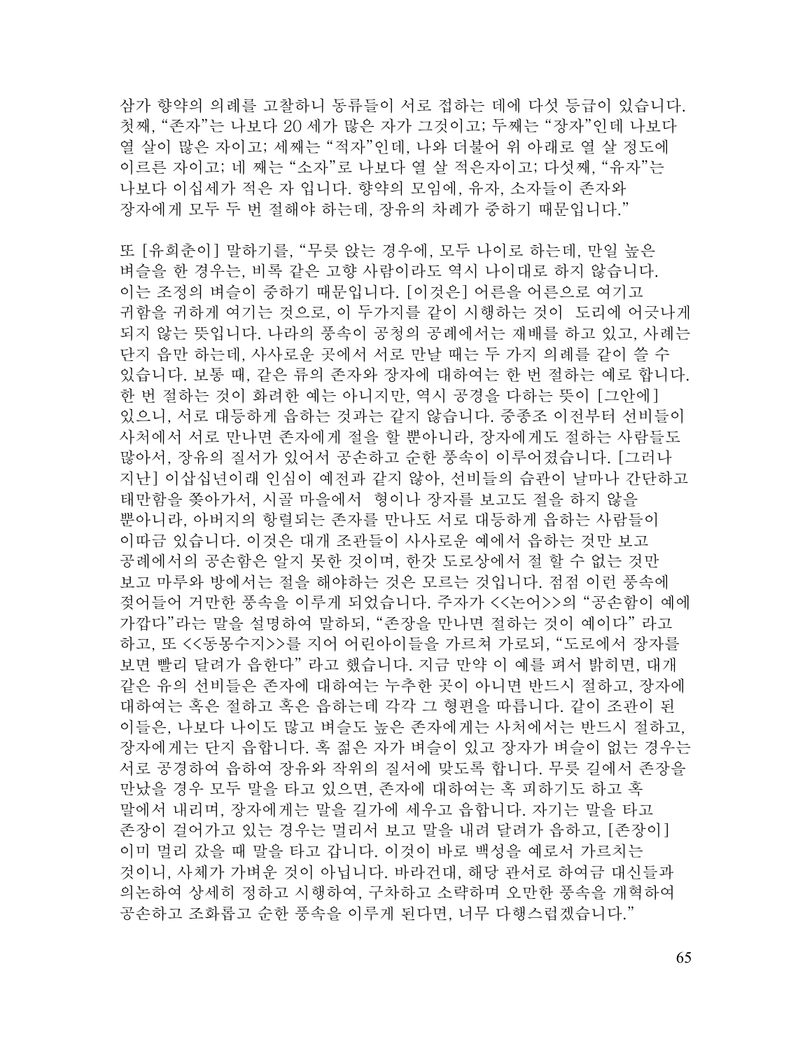삼가 향약의 의례를 고찰하니 동류들이 서로 접하는 데에 다섯 등급이 있습니다. 첫째, "존자"는 나보다 20 세가 많은 자가 그것이고; 두째는 "장자"인데 나보다 열 살이 많은 자이고; 세째는 "적자"인데, 나와 더불어 위 아래로 열 살 정도에 이르른 자이고; 네 째는 "소자"로 나보다 열 살 적은자이고; 다섯째, "유자"는 나보다 이십세가 적은 자 입니다. 향약의 모임에, 유자, 소자들이 존자와 장자에게 모두 두 번 절해야 하는데, 장유의 차례가 중하기 때문입니다."

또 [유희춘이] 말하기를, "무릇 앉는 경우에, 모두 나이로 하는데, 만일 높은 벼슬을 한 경우는, 비록 같은 고향 사람이라도 역시 나이대로 하지 않습니다. 이는 조정의 벼슬이 중하기 때문입니다. [이것은] 어른을 어른으로 여기고 귀함을 귀하게 여기는 것으로, 이 두가지를 같이 시행하는 것이 도리에 어긋나게 되지 않는 뜻입니다. 나라의 풍속이 공청의 공례에서는 재배를 하고 있고, 사례는 단지 읍만 하는데, 사사로운 곳에서 서로 만날 때는 두 가지 의례를 같이 쓸 수 있습니다. 보통 때, 같은 류의 존자와 장자에 대하여는 한 번 절하는 예로 합니다. 한 번 절하는 것이 화려한 예는 아니지만, 역시 공경을 다하는 뜻이 [그안에] 있으니, 서로 대등하게 읍하는 것과는 같지 않습니다. 중종조 이전부터 선비들이 사처에서 서로 만나면 존자에게 절을 할 뿐아니라, 장자에게도 절하는 사람들도 많아서, 장유의 질서가 있어서 공손하고 순한 풍속이 이루어졌습니다. [그러나 지난] 이삽십년이래 인심이 예전과 같지 않아, 선비들의 습관이 날마나 간단하고 태만함을 쫓아가서, 시골 마을에서 형이나 장자를 보고도 절을 하지 않을 뿐아니라, 아버지의 항렬되는 존자를 만나도 서로 대등하게 읍하는 사람들이 이따금 있습니다. 이것은 대개 조관들이 사사로운 예에서 읍하는 것만 보고 공례에서의 공손함은 알지 못한 것이며, 한갓 도로상에서 절 할 수 없는 것만 보고 마루와 방에서는 절을 해야하는 것은 모르는 것입니다. 점점 이런 풍속에 젖어들어 거만한 풍속을 이루게 되었습니다. 주자가 <<논어>>의 "공손함이 예에 가깝다"라는 말을 설명하여 말하되, "존장을 만나면 절하는 것이 예이다" 라고 하고, 또 <<동몽수지>>를 지어 어린아이들을 가르쳐 가로되, "도로에서 장자를 보면 빨리 달려가 읍한다" 라고 했습니다. 지금 만약 이 예를 펴서 밝히면, 대개 같은 유의 선비들은 존자에 대하여는 누추한 곳이 아니면 반드시 절하고, 장자에 대하여는 혹은 절하고 혹은 읍하는데 각각 그 형편을 따릅니다. 같이 조관이 된 이들은, 나보다 나이도 많고 벼슬도 높은 존자에게는 사처에서는 반드시 절하고, 장자에게는 단지 읍합니다. 혹 젊은 자가 벼슬이 있고 장자가 벼슬이 없는 경우는 서로 공경하여 읍하여 장유와 작위의 질서에 맞도록 합니다. 무릇 길에서 존장을 만났을 경우 모두 말을 타고 있으면, 존자에 대하여는 혹 피하기도 하고 혹 말에서 내리며, 장자에게는 말을 길가에 세우고 읍합니다. 자기는 말을 타고 존장이 걸어가고 있는 경우는 멀리서 보고 말을 내려 달려가 읍하고, [존장이] 이미 멀리 갔을 때 말을 타고 갑니다. 이것이 바로 백성을 예로서 가르치는 것이니, 사체가 가벼운 것이 아닙니다. 바라건대, 해당 관서로 하여금 대신들과 의논하여 상세히 정하고 시행하여, 구차하고 소략하며 오만한 풍속을 개혁하여 공손하고 조화롭고 순한 풍속을 이루게 된다면, 너무 다행스럽겠습니다."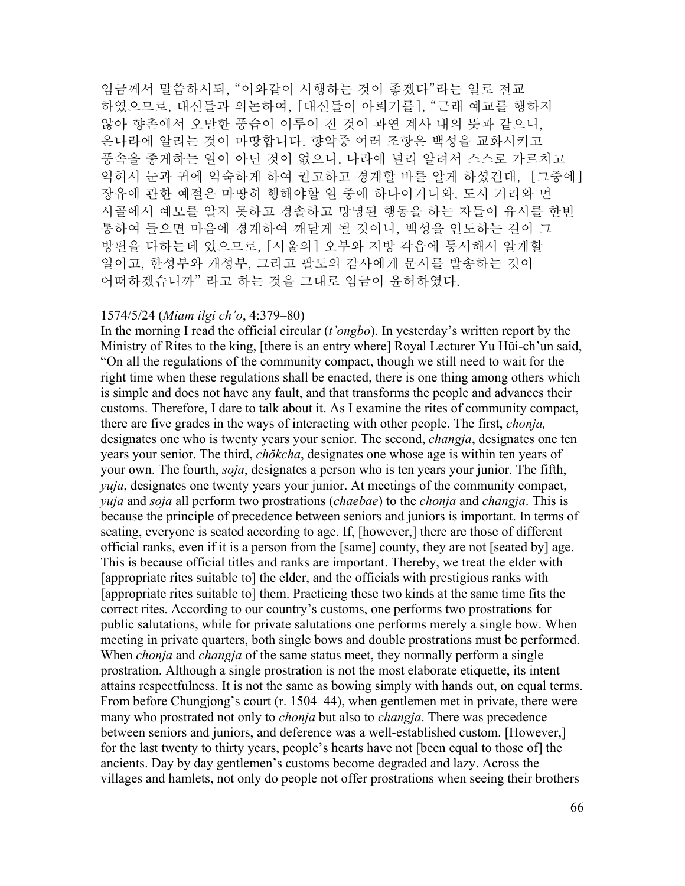임금께서 말씀하시되, "이와같이 시행하는 것이 좋겠다"라는 일로 전교하였으므로, 대신들과 의논하여, [대신들이 아뢰기를], "근래 예교를 행하지 않아 향촌에서 오만한 풍습이 이루어 진 것이 과연 계사 내의 뜻과 같으니, 온나라에 알리는 것이 마땅합니다. 향약중 여러 조항은 백성을 교화시키고 풍속을 좋게하는 일이 아닌 것이 없으니, 나라에 널리 알려서 스스로 가르치고 익혀서 눈과 귀에 익숙하게 하여 권고하고 경계할 바를 알게 하셨건대, [그중에] 장유에 관한 예절은 마땅히 행해야할 일 중에 하나이거니와, 도시 거리와 먼 시골에서 예모를 알지 못하고 경솔하고 망녕된 행동을 하는 자들이 유시를 한번 통하여 들으면 마음에 경계하여 깨닫게 될 것이니, 백성을 인도하는 길이 그 방편을 다하는데 있으므로, [서울의] 오부와 지방 각읍에 등서해서 알게할 일이고, 한성부와 개성부, 그리고 팔도의 감사에게 문서를 발송하는 것이 어떠하겠습니까" 라고 하는 것을 그대로 임금이 윤허하였다.

1574/5/24 (*Miam ilgi ch'o*, 4:379–80)

In the morning I read the official circular (*t'ongbo*). In yesterday's written report by the Ministry of Rites to the king, [there is an entry where] Royal Lecturer Yu Hŭi-ch'un said, "On all the regulations of the community compact, though we still need to wait for the right time when these regulations shall be enacted, there is one thing among others which is simple and does not have any fault, and that transforms the people and advances their customs. Therefore, I dare to talk about it. As I examine the rites of community compact, there are five grades in the ways of interacting with other people. The first, *chonja,* designates one who is twenty years your senior. The second, *changja*, designates one ten years your senior. The third, *chŏkcha*, designates one whose age is within ten years of your own. The fourth, *soja*, designates a person who is ten years your junior. The fifth, *yuja*, designates one twenty years your junior. At meetings of the community compact, *yuja* and *soja* all perform two prostrations (*chaebae*) to the *chonja* and *changja*. This is because the principle of precedence between seniors and juniors is important. In terms of seating, everyone is seated according to age. If, [however,] there are those of different official ranks, even if it is a person from the [same] county, they are not [seated by] age. This is because official titles and ranks are important. Thereby, we treat the elder with [appropriate rites suitable to] the elder, and the officials with prestigious ranks with [appropriate rites suitable to] them. Practicing these two kinds at the same time fits the correct rites. According to our country's customs, one performs two prostrations for public salutations, while for private salutations one performs merely a single bow. When meeting in private quarters, both single bows and double prostrations must be performed. When *chonja* and *changja* of the same status meet, they normally perform a single prostration. Although a single prostration is not the most elaborate etiquette, its intent attains respectfulness. It is not the same as bowing simply with hands out, on equal terms. From before Chungjong's court (r. 1504–44), when gentlemen met in private, there were many who prostrated not only to *chonja* but also to *changja*. There was precedence between seniors and juniors, and deference was a well-established custom. [However,] for the last twenty to thirty years, people's hearts have not [been equal to those of] the ancients. Day by day gentlemen's customs become degraded and lazy. Across the villages and hamlets, not only do people not offer prostrations when seeing their brothers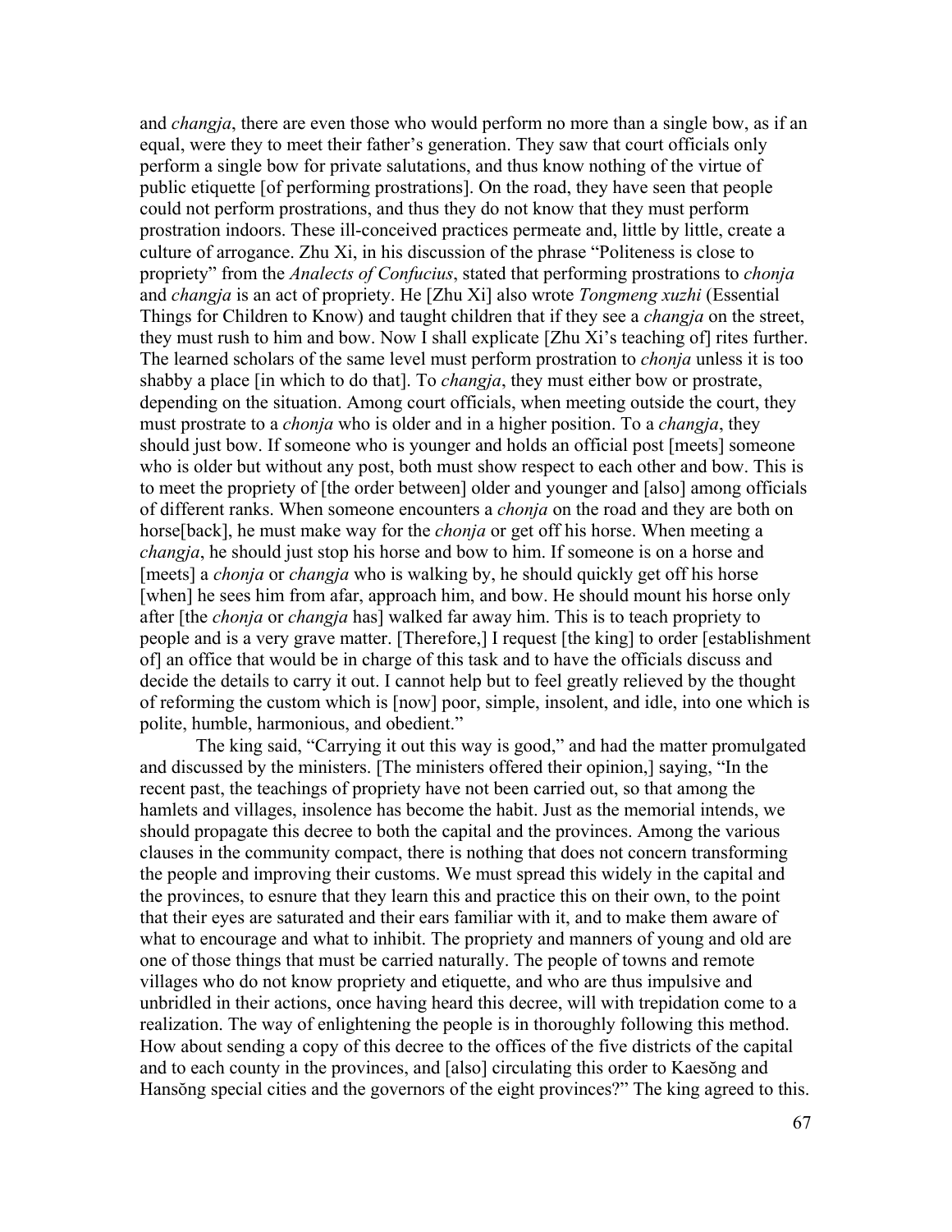and *changja*, there are even those who would perform no more than a single bow, as if an equal, were they to meet their father's generation. They saw that court officials only perform a single bow for private salutations, and thus know nothing of the virtue of public etiquette [of performing prostrations]. On the road, they have seen that people could not perform prostrations, and thus they do not know that they must perform prostration indoors. These ill-conceived practices permeate and, little by little, create a culture of arrogance. Zhu Xi, in his discussion of the phrase "Politeness is close to propriety" from the *Analects of Confucius*, stated that performing prostrations to *chonja* and *changja* is an act of propriety. He [Zhu Xi] also wrote *Tongmeng xuzhi* (Essential Things for Children to Know) and taught children that if they see a *changja* on the street, they must rush to him and bow. Now I shall explicate [Zhu Xi's teaching of] rites further. The learned scholars of the same level must perform prostration to *chonja* unless it is too shabby a place [in which to do that]. To *changja*, they must either bow or prostrate, depending on the situation. Among court officials, when meeting outside the court, they must prostrate to a *chonja* who is older and in a higher position. To a *changja*, they should just bow. If someone who is younger and holds an official post [meets] someone who is older but without any post, both must show respect to each other and bow. This is to meet the propriety of [the order between] older and younger and [also] among officials of different ranks. When someone encounters a *chonja* on the road and they are both on horse[back], he must make way for the *chonja* or get off his horse. When meeting a *changja*, he should just stop his horse and bow to him. If someone is on a horse and [meets] a *chonja* or *changja* who is walking by, he should quickly get off his horse [when] he sees him from afar, approach him, and bow. He should mount his horse only after [the *chonja* or *changja* has] walked far away him. This is to teach propriety to people and is a very grave matter. [Therefore,] I request [the king] to order [establishment of] an office that would be in charge of this task and to have the officials discuss and decide the details to carry it out. I cannot help but to feel greatly relieved by the thought of reforming the custom which is [now] poor, simple, insolent, and idle, into one which is polite, humble, harmonious, and obedient."

The king said, "Carrying it out this way is good," and had the matter promulgated and discussed by the ministers. [The ministers offered their opinion,] saying, "In the recent past, the teachings of propriety have not been carried out, so that among the hamlets and villages, insolence has become the habit. Just as the memorial intends, we should propagate this decree to both the capital and the provinces. Among the various clauses in the community compact, there is nothing that does not concern transforming the people and improving their customs. We must spread this widely in the capital and the provinces, to esnure that they learn this and practice this on their own, to the point that their eyes are saturated and their ears familiar with it, and to make them aware of what to encourage and what to inhibit. The propriety and manners of young and old are one of those things that must be carried naturally. The people of towns and remote villages who do not know propriety and etiquette, and who are thus impulsive and unbridled in their actions, once having heard this decree, will with trepidation come to a realization. The way of enlightening the people is in thoroughly following this method. How about sending a copy of this decree to the offices of the five districts of the capital and to each county in the provinces, and [also] circulating this order to Kaesŏng and Hansŏng special cities and the governors of the eight provinces?" The king agreed to this.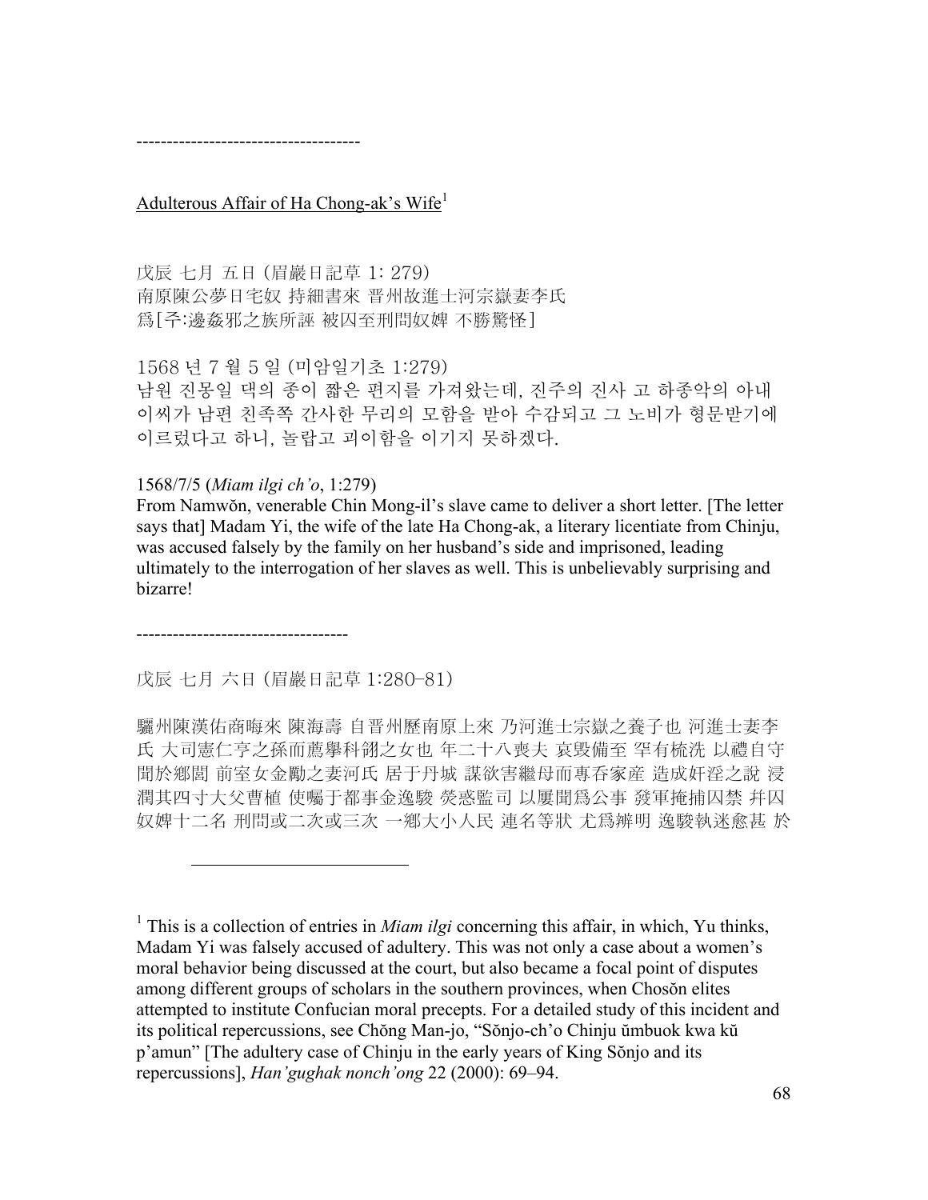-------------------------------------

Adulterous Affair of Ha Chong-ak's Wife[1]

戊辰 七月 五日 (眉巖日記草 1: 279)
南原陳公夢日宅奴 持細書來 晋州故進士河宗嶽妻李氏
爲[주:邊姦邪之族所誣 被囚至刑問奴婢 不勝驚怪]

1568 년 7 월 5 일 (미암일기초 1:279)
남원 진몽일 댁의 종이 짧은 편지를 가져왔는데, 진주의 진사 고 하종악의 아내 이씨가 남편 친족쪽 간사한 무리의 모함을 받아 수감되고 그 노비가 형문받기에 이르렀다고 하니, 놀랍고 괴이함을 이기지 못하겠다.

1568/7/5 (*Miam ilgi ch'o*, 1:279)
From Namwŏn, venerable Chin Mong-il's slave came to deliver a short letter. [The letter says that] Madam Yi, the wife of the late Ha Chong-ak, a literary licentiate from Chinju, was accused falsely by the family on her husband's side and imprisoned, leading ultimately to the interrogation of her slaves as well. This is unbelievably surprising and bizarre!

-----------------------------------

戊辰 七月 六日 (眉巖日記草 1:280-81)

驪州陳漢佑商晦來 陳海壽 自晋州歷南原上來 乃河進士宗嶽之養子也 河進士妻李氏 大司憲仁亨之孫而薦擧科翮之女也 年二十八喪夫 哀毁備至 罕有梳洗 以禮自守 聞於鄉閭 前室女金勵之妻河氏 居于丹城 謀欲害繼母而專吞家産 造成奸淫之說 浸潤其四寸大父曹植 使囑于都事金逸駿 熒惑監司 以屢聞爲公事 發軍掩捕囚禁 并囚奴婢十二名 刑問或二次或三次 一鄉大小人民 連名等狀 尤爲辨明 逸駿執迷愈甚 於

[1] This is a collection of entries in *Miam ilgi* concerning this affair, in which, Yu thinks, Madam Yi was falsely accused of adultery. This was not only a case about a women's moral behavior being discussed at the court, but also became a focal point of disputes among different groups of scholars in the southern provinces, when Chosŏn elites attempted to institute Confucian moral precepts. For a detailed study of this incident and its political repercussions, see Chŏng Man-jo, "Sŏnjo-ch'o Chinju ŭmbuok kwa kŭ p'amun" [The adultery case of Chinju in the early years of King Sŏnjo and its repercussions], *Han'gughak nonch'ong* 22 (2000): 69–94.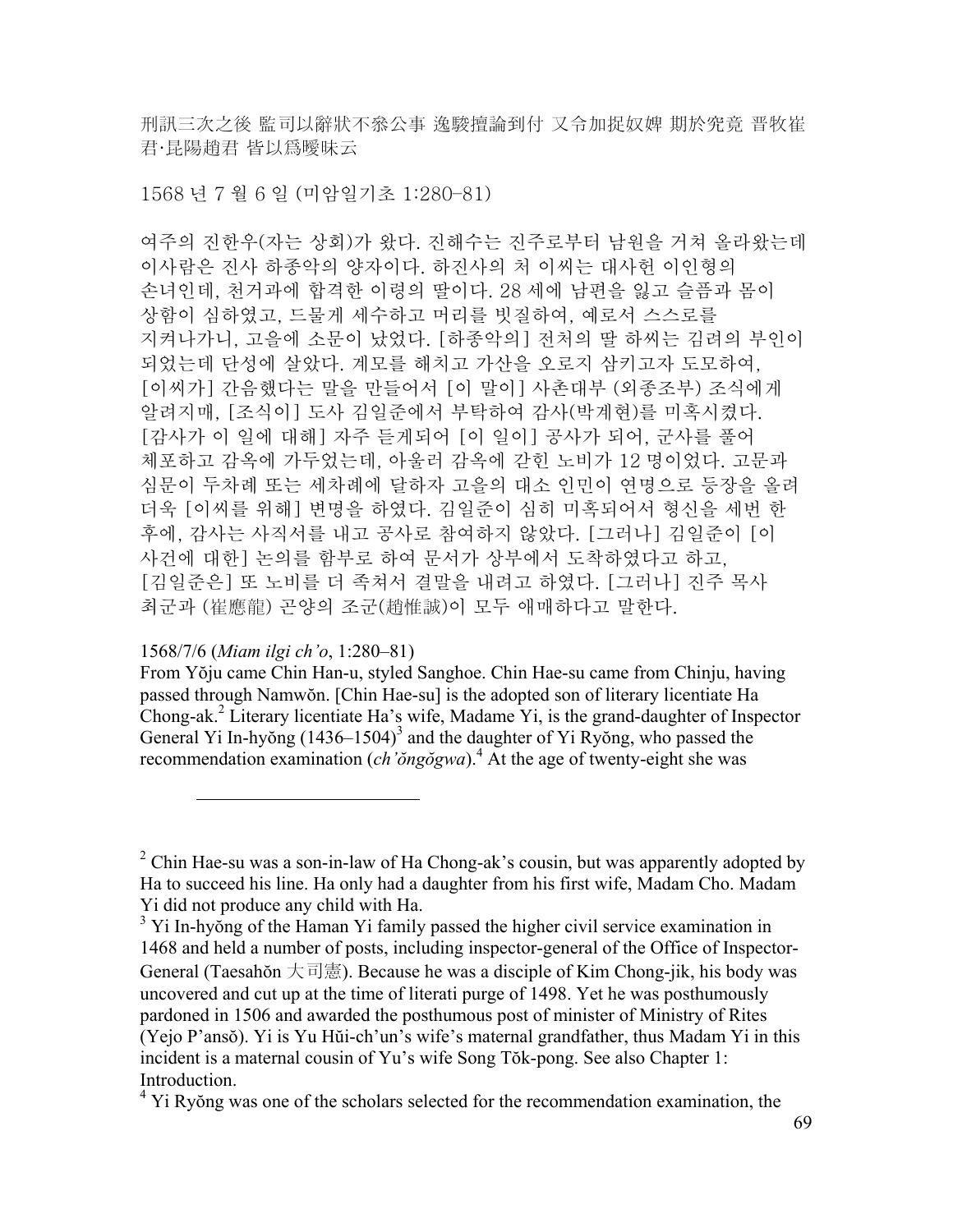刑訊三次之後 監司以辭狀不叅公事 逸駿擅論到付 又令加捉奴婢 期於究竟 晋牧崔君·昆陽趙君 皆以爲曖昧云

1568 년 7 월 6 일 (미암일기초 1:280–81)

여주의 진한우(자는 상회)가 왔다. 진해수는 진주로부터 남원을 거쳐 올라왔는데 이사람은 진사 하종악의 양자이다. 하진사의 처 이씨는 대사헌 이인형의 손녀인데, 천거과에 합격한 이령의 딸이다. 28 세에 남편을 잃고 슬픔과 몸이 상함이 심하였고, 드물게 세수하고 머리를 빗질하여, 예로서 스스로를 지켜나가니, 고을에 소문이 났었다. [하종악의] 전처의 딸 하씨는 김려의 부인이 되었는데 단성에 살았다. 계모를 해치고 가산을 오로지 삼키고자 도모하여, [이씨가] 간음했다는 말을 만들어서 [이 말이] 사촌대부 (외종조부) 조식에게 알려지매, [조식이] 도사 김일준에서 부탁하여 감사(박계현)를 미혹시켰다. [감사가 이 일에 대해] 자주 듣게되어 [이 일이] 공사가 되어, 군사를 풀어 체포하고 감옥에 가두었는데, 아울러 감옥에 갇힌 노비가 12 명이었다. 고문과 심문이 두차례 또는 세차례에 달하자 고을의 대소 인민이 연명으로 등장을 올려 더욱 [이씨를 위해] 변명을 하였다. 김일준이 심히 미혹되어서 형신을 세번 한 후에, 감사는 사직서를 내고 공사로 참여하지 않았다. [그러나] 김일준이 [이 사건에 대한] 논의를 함부로 하여 문서가 상부에서 도착하였다고 하고, [김일준은] 또 노비를 더 족쳐서 결말을 내려고 하였다. [그러나] 진주 목사 최군과 (崔應龍) 곤양의 조군(趙惟誠)이 모두 애매하다고 말한다.

1568/7/6 (*Miam ilgi ch'o*, 1:280–81)
From Yŏju came Chin Han-u, styled Sanghoe. Chin Hae-su came from Chinju, having passed through Namwŏn. [Chin Hae-su] is the adopted son of literary licentiate Ha Chong-ak.[2] Literary licentiate Ha's wife, Madame Yi, is the grand-daughter of Inspector General Yi In-hyŏng (1436–1504)[3] and the daughter of Yi Ryŏng, who passed the recommendation examination (*ch'ŏngŏgwa*).[4] At the age of twenty-eight she was

---

[2] Chin Hae-su was a son-in-law of Ha Chong-ak's cousin, but was apparently adopted by Ha to succeed his line. Ha only had a daughter from his first wife, Madam Cho. Madam Yi did not produce any child with Ha.

[3] Yi In-hyŏng of the Haman Yi family passed the higher civil service examination in 1468 and held a number of posts, including inspector-general of the Office of Inspector-General (Taesahŏn 大司憲). Because he was a disciple of Kim Chong-jik, his body was uncovered and cut up at the time of literati purge of 1498. Yet he was posthumously pardoned in 1506 and awarded the posthumous post of minister of Ministry of Rites (Yejo P'ansŏ). Yi is Yu Hŭi-ch'un's wife's maternal grandfather, thus Madam Yi in this incident is a maternal cousin of Yu's wife Song Tŏk-pong. See also Chapter 1: Introduction.

[4] Yi Ryŏng was one of the scholars selected for the recommendation examination, the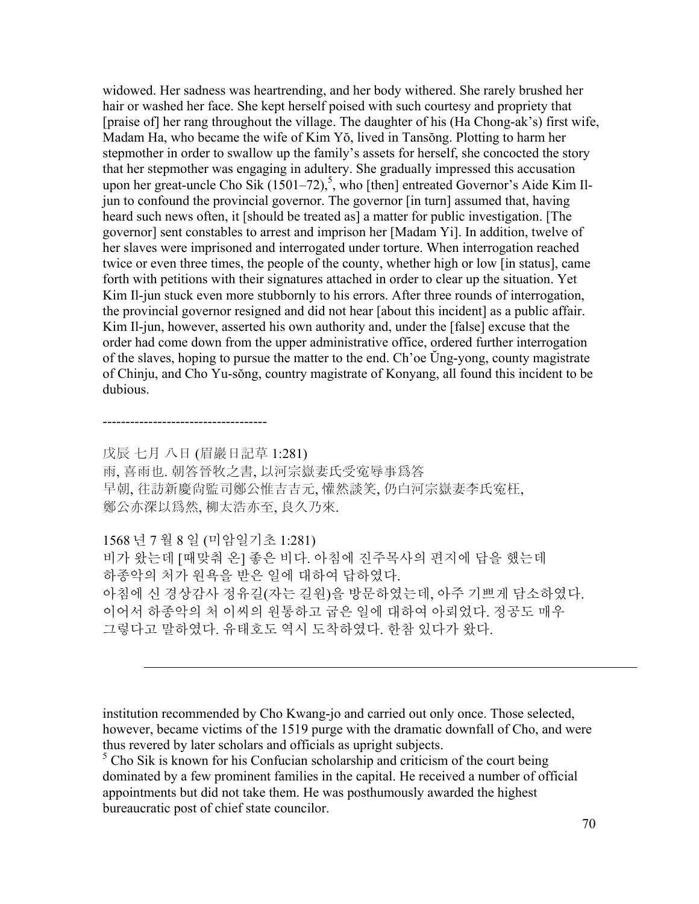widowed. Her sadness was heartrending, and her body withered. She rarely brushed her hair or washed her face. She kept herself poised with such courtesy and propriety that [praise of] her rang throughout the village. The daughter of his (Ha Chong-ak's) first wife, Madam Ha, who became the wife of Kim Yŏ, lived in Tansŏng. Plotting to harm her stepmother in order to swallow up the family's assets for herself, she concocted the story that her stepmother was engaging in adultery. She gradually impressed this accusation upon her great-uncle Cho Sik (1501–72),[5], who [then] entreated Governor's Aide Kim Il-jun to confound the provincial governor. The governor [in turn] assumed that, having heard such news often, it [should be treated as] a matter for public investigation. [The governor] sent constables to arrest and imprison her [Madam Yi]. In addition, twelve of her slaves were imprisoned and interrogated under torture. When interrogation reached twice or even three times, the people of the county, whether high or low [in status], came forth with petitions with their signatures attached in order to clear up the situation. Yet Kim Il-jun stuck even more stubbornly to his errors. After three rounds of interrogation, the provincial governor resigned and did not hear [about this incident] as a public affair. Kim Il-jun, however, asserted his own authority and, under the [false] excuse that the order had come down from the upper administrative office, ordered further interrogation of the slaves, hoping to pursue the matter to the end. Ch'oe Ŭng-yong, county magistrate of Chinju, and Cho Yu-sŏng, country magistrate of Konyang, all found this incident to be dubious.

------------------------------------

戊辰 七月 八日 (眉巖日記草 1:281)
雨, 喜雨也. 朝答晉牧之書, 以河宗嶽妻氏受寃辱事爲答
早朝, 往訪新慶尙監司鄭公惟吉吉元, 懽然談笑, 仍白河宗嶽妻李氏寃枉,
鄭公亦深以爲然, 柳太浩亦至, 良久乃來.

1568 년 7 월 8 일 (미암일기초 1:281)
비가 왔는데 [때맞춰 온] 좋은 비다. 아침에 진주목사의 편지에 답을 했는데
하종악의 처가 원욕을 받은 일에 대하여 답하였다.
아침에 신 경상감사 정유길(자는 길원)을 방문하였는데, 아주 기쁘게 담소하였다.
이어서 하종악의 처 이씨의 원통하고 굽은 일에 대하여 아뢰었다. 정공도 매우
그렇다고 말하였다. 유태호도 역시 도착하였다. 한참 있다가 왔다.

---

institution recommended by Cho Kwang-jo and carried out only once. Those selected, however, became victims of the 1519 purge with the dramatic downfall of Cho, and were thus revered by later scholars and officials as upright subjects.

[5] Cho Sik is known for his Confucian scholarship and criticism of the court being dominated by a few prominent families in the capital. He received a number of official appointments but did not take them. He was posthumously awarded the highest bureaucratic post of chief state councilor.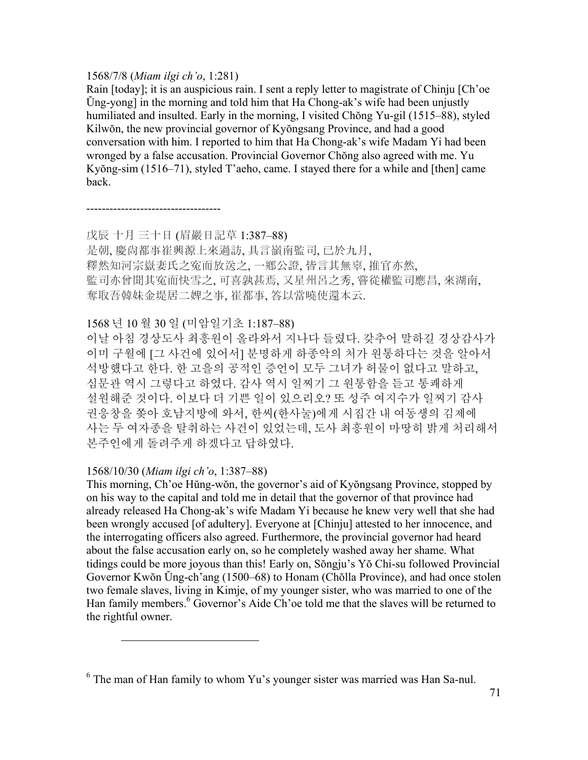1568/7/8 (*Miam ilgi ch'o*, 1:281)
Rain [today]; it is an auspicious rain. I sent a reply letter to magistrate of Chinju [Ch'oe Ŭng-yong] in the morning and told him that Ha Chong-ak's wife had been unjustly humiliated and insulted. Early in the morning, I visited Chŏng Yu-gil (1515–88), styled Kilwŏn, the new provincial governor of Kyŏngsang Province, and had a good conversation with him. I reported to him that Ha Chong-ak's wife Madam Yi had been wronged by a false accusation. Provincial Governor Chŏng also agreed with me. Yu Kyŏng-sim (1516–71), styled T'aeho, came. I stayed there for a while and [then] came back.

----------------------------------

戊辰 十月 三十日 (眉巖日記草 1:387–88)
是朝, 慶尙都事崔興源上來過訪, 具言嶺南監司, 已於九月, 釋然知河宗嶽妻氏之寃而放送之, 一鄕公證, 皆言其無辜, 推官亦然, 監司亦曾聞其寃而快雪之, 可喜孰甚焉, 又星州呂之秀, 嘗從權監司應昌, 來湖南, 奪取吾韓妹金堤居二婢之事, 崔都事, 答以當曉使還本云.

1568 년 10 월 30 일 (미암일기초 1:187–88)
이날 아침 경상도사 최흥원이 올라와서 지나다 들렀다. 갖추어 말하길 경상감사가 이미 구월에 [그 사건에 있어서] 분명하게 하종악의 처가 원통하다는 것을 알아서 석방했다고 한다. 한 고을의 공적인 증언이 모두 그녀가 허물이 없다고 말하고, 심문관 역시 그렇다고 하였다. 감사 역시 일찌기 그 원통함을 듣고 통쾌하게 설원해준 것이다. 이보다 더 기쁜 일이 있으리오? 또 성주 여지수가 일찌기 감사 권응창을 쫓아 호남지방에 와서, 한씨(한사눌)에게 시집간 내 여동생의 김제에 사는 두 여자종을 탈취하는 사건이 있었는데, 도사 최흥원이 마땅히 밝게 처리해서 본주인에게 돌려주게 하겠다고 답하였다.

1568/10/30 (*Miam ilgi ch'o*, 1:387–88)
This morning, Ch'oe Hŭng-wŏn, the governor's aid of Kyŏngsang Province, stopped by on his way to the capital and told me in detail that the governor of that province had already released Ha Chong-ak's wife Madam Yi because he knew very well that she had been wrongly accused [of adultery]. Everyone at [Chinju] attested to her innocence, and the interrogating officers also agreed. Furthermore, the provincial governor had heard about the false accusation early on, so he completely washed away her shame. What tidings could be more joyous than this! Early on, Sŏngju's Yŏ Chi-su followed Provincial Governor Kwŏn Ŭng-ch'ang (1500–68) to Honam (Chŏlla Province), and had once stolen two female slaves, living in Kimje, of my younger sister, who was married to one of the Han family members.[6] Governor's Aide Ch'oe told me that the slaves will be returned to the rightful owner.

---

[6] The man of Han family to whom Yu's younger sister was married was Han Sa-nul.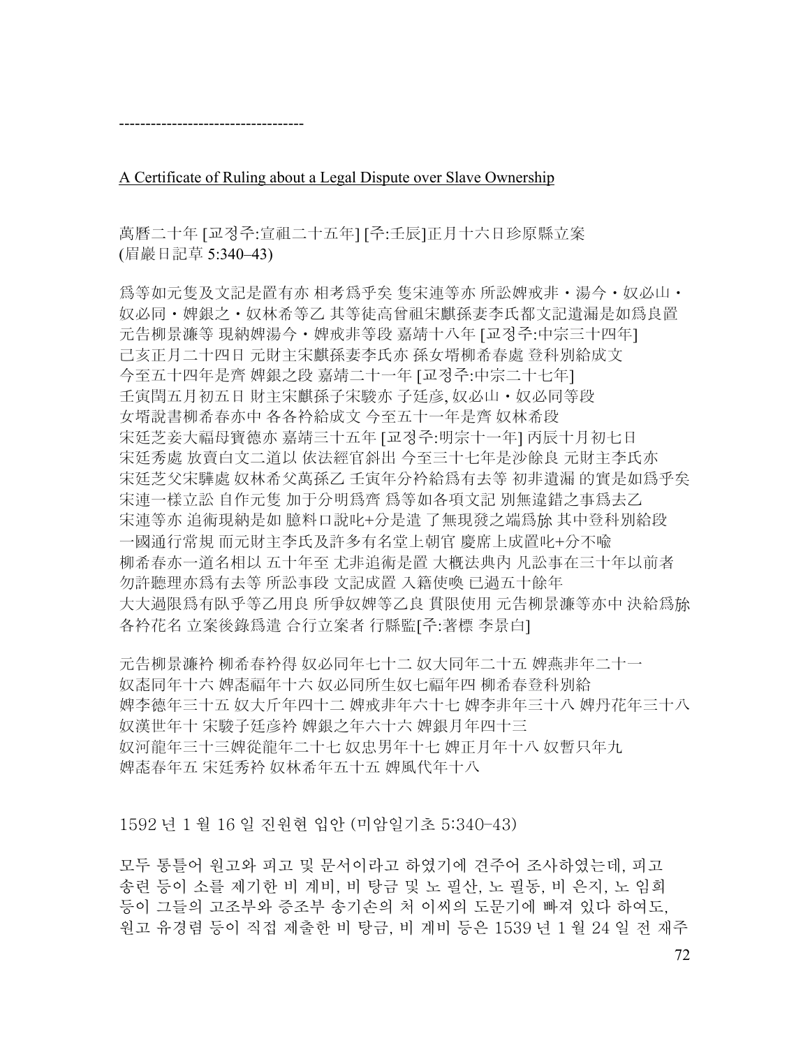-----------------------------------

A Certificate of Ruling about a Legal Dispute over Slave Ownership

萬曆二十年 [교정주:宣祖二十五年] [주:壬辰]正月十六日珍原縣立案
(眉巖日記草 5:340–43)

爲等如元隻及文記是置有亦 相考爲乎矣 隻宋連等亦 所訟婢戒非・湯今・奴必山・奴必同・婢銀之・奴林希等乙 其等徒高曾祖宋麒孫妻李氏都文記遺漏是如爲良置 元告柳景濂等 現納婢湯今・婢戒非等段 嘉靖十八年 [교정주:中宗三十四年] 己亥正月二十四日 元財主宋麒孫妻李氏亦 孫女壻柳希春處 登科別給成文 今至五十四年是齊 婢銀之段 嘉靖二十一年 [교정주:中宗二十七年] 壬寅閏五月初五日 財主宋麒孫子宋駿亦 子廷彦, 奴必山・奴必同等段 女壻說書柳希春亦中 各各衿給成文 今至五十一年是齊 奴林希段 宋廷芝妾大福母寶德亦 嘉靖三十五年 [교정주:明宗十一年] 丙辰十月初七日 宋廷秀處 放賣白文二道以 依法經官斜出 今至三十七年是沙餘良 元財主李氏亦 宋廷芝父宋驊處 奴林希父萬孫乙 壬寅年分衿給爲有去等 初非遺漏 的實是如爲乎矣 宋連一樣立訟 自作元隻 加于分明爲齊 爲等如各項文記 別無違錯之事爲去乙 宋連等亦 追術現納是如 臆料口說叱+分是遣 了無現發之端爲旀 其中登科別給段 一國通行常規 而元財主李氏及許多有名堂上朝官 慶席上成置叱+分不喩 柳希春亦一道名相以 五十年至 尤非追術是置 大概法典內 凡訟事在三十年以前者 勿許聽理亦爲有去等 所訟事段 文記成置 入籍使喚 已過五十餘年 大大過限爲有臥乎等乙用良 所爭奴婢等乙良 貫限使用 元告柳景濂等亦中 決給爲旀 各衿花名 立案後錄爲遣 合行立案者 行縣監[주:著標 李景白]

元告柳景濂衿 柳希春衿得 奴必同年七十二 奴大同年二十五 婢燕非年二十一 奴枩同年十六 婢枩福年十六 奴必同所生奴七福年四 柳希春登科別給 婢李德年三十五 奴大斤年四十二 婢戒非年六十七 婢李非年三十八 婢丹花年三十八 奴漢世年十 宋駿子廷彦衿 婢銀之年六十六 婢銀月年四十三 奴河龍年三十三婢從龍年二十七 奴忠男年十七 婢正月年十八 奴暫只年九 婢枩春年五 宋廷秀衿 奴林希年五十五 婢風代年十八

1592 년 1 월 16 일 진원현 입안 (미암일기초 5:340–43)

모두 통틀어 원고와 피고 및 문서이라고 하였기에 견주어 조사하였는데, 피고 송련 등이 소를 제기한 비 계비, 비 탕금 및 노 필산, 노 필동, 비 은지, 노 임희 등이 그들의 고조부와 증조부 송기손의 처 이씨의 도문기에 빠져 있다 하여도, 원고 유경렴 등이 직접 제출한 비 탕금, 비 계비 등은 1539 년 1 월 24 일 전 재주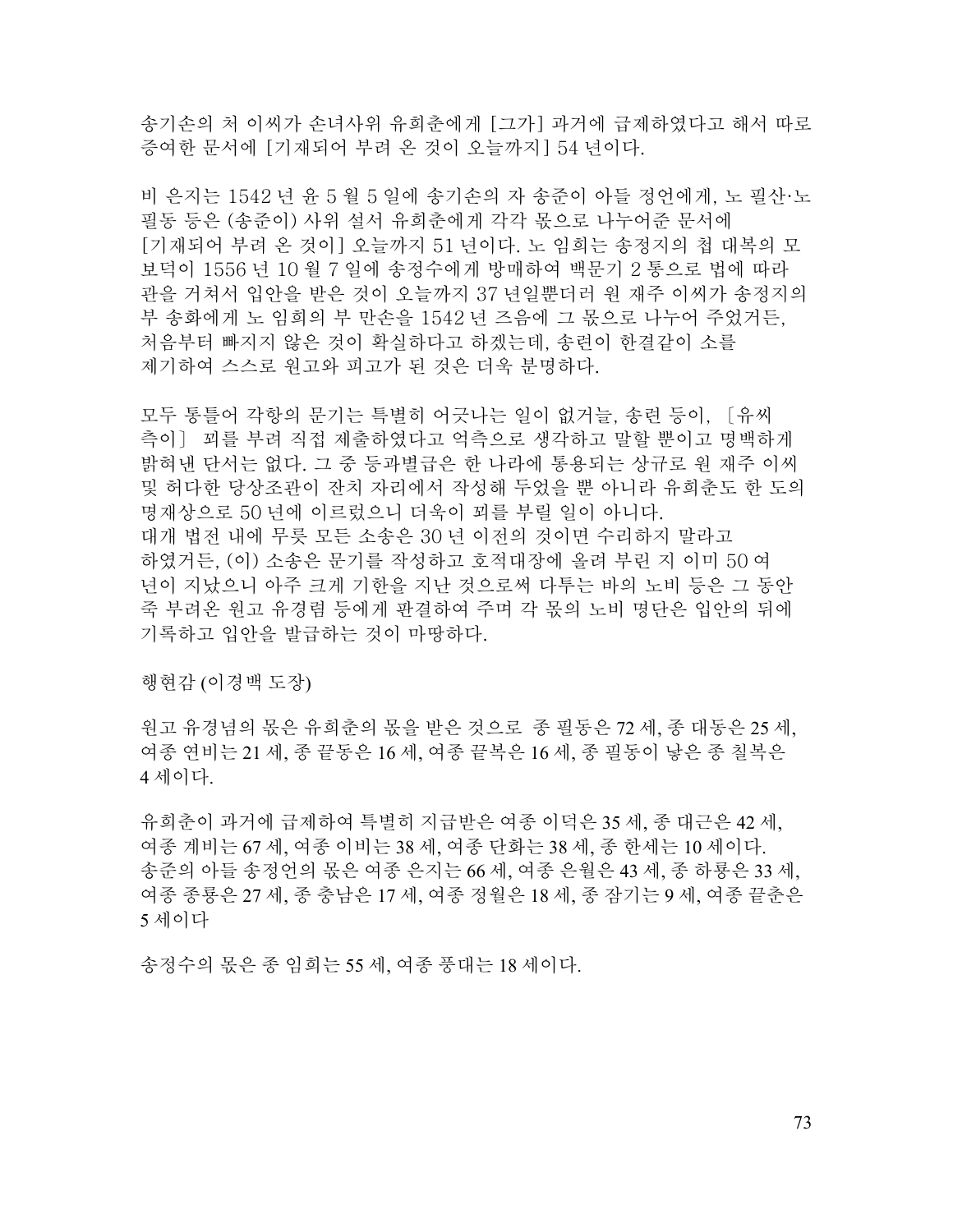송기손의 처 이씨가 손녀사위 유희춘에게 [그가] 과거에 급제하였다고 해서 따로 증여한 문서에 [기재되어 부려 온 것이 오늘까지] 54 년이다.

비 은지는 1542 년 윤 5 월 5 일에 송기손의 자 송준이 아들 정언에게, 노 필산·노 필동 등은 (송준이) 사위 설서 유희춘에게 각각 몫으로 나누어준 문서에 [기재되어 부려 온 것이] 오늘까지 51 년이다. 노 임희는 송정지의 첩 대복의 모 보덕이 1556 년 10 월 7 일에 송정수에게 방매하여 백문기 2 통으로 법에 따라 관을 거쳐서 입안을 받은 것이 오늘까지 37 년일뿐더러 원 재주 이씨가 송정지의 부 송화에게 노 임희의 부 만손을 1542 년 즈음에 그 몫으로 나누어 주었거든, 처음부터 빠지지 않은 것이 확실하다고 하겠는데, 송련이 한결같이 소를 제기하여 스스로 원고와 피고가 된 것은 더욱 분명하다.

모두 통틀어 각항의 문기는 특별히 어긋나는 일이 없거늘, 송련 등이, ［유씨 측이］ 꾀를 부려 직접 제출하였다고 억측으로 생각하고 말할 뿐이고 명백하게 밝혀낸 단서는 없다. 그 중 등과별급은 한 나라에 통용되는 상규로 원 재주 이씨 및 허다한 당상조관이 잔치 자리에서 작성해 두었을 뿐 아니라 유희춘도 한 도의 명재상으로 50 년에 이르렀으니 더욱이 꾀를 부릴 일이 아니다.
대개 법전 내에 무릇 모든 소송은 30 년 이전의 것이면 수리하지 말라고 하였거든, (이) 소송은 문기를 작성하고 호적대장에 올려 부린 지 이미 50 여 년이 지났으니 아주 크게 기한을 지난 것으로써 다투는 바의 노비 등은 그 동안 죽 부려온 원고 유경렴 등에게 판결하여 주며 각 몫의 노비 명단은 입안의 뒤에 기록하고 입안을 발급하는 것이 마땅하다.

행현감 (이경백 도장)

원고 유경념의 몫은 유희춘의 몫을 받은 것으로 종 필동은 72 세, 종 대동은 25 세, 여종 연비는 21 세, 종 끝동은 16 세, 여종 끝복은 16 세, 종 필동이 낳은 종 칠복은 4 세이다.

유희춘이 과거에 급제하여 특별히 지급받은 여종 이덕은 35 세, 종 대근은 42 세, 여종 계비는 67 세, 여종 이비는 38 세, 여종 단화는 38 세, 종 한세는 10 세이다.
송준의 아들 송정언의 몫은 여종 은지는 66 세, 여종 은월은 43 세, 종 하룡은 33 세, 여종 종룡은 27 세, 종 충남은 17 세, 여종 정월은 18 세, 종 잠기는 9 세, 여종 끝춘은 5 세이다

송정수의 몫은 종 임희는 55 세, 여종 풍대는 18 세이다.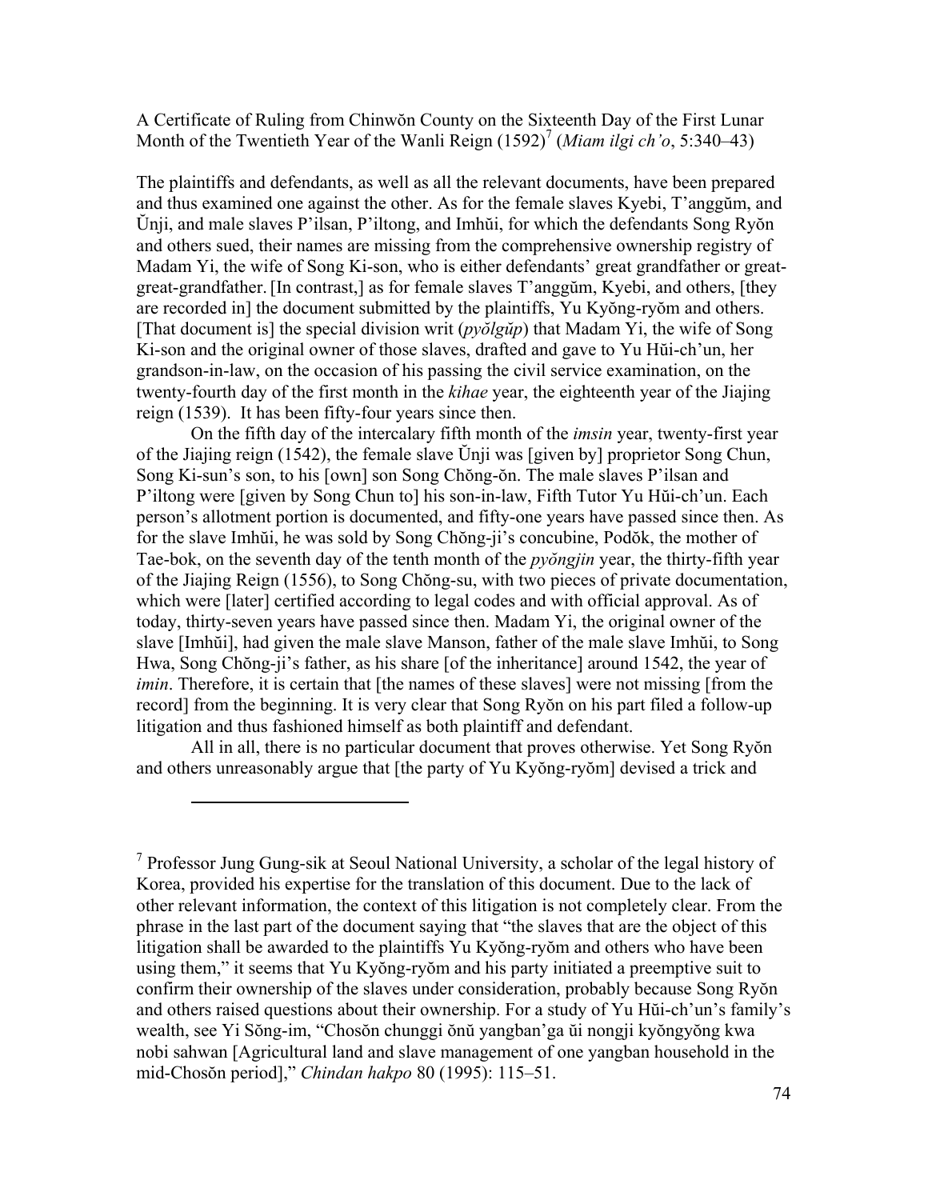A Certificate of Ruling from Chinwŏn County on the Sixteenth Day of the First Lunar Month of the Twentieth Year of the Wanli Reign (1592)[7] (*Miam ilgi ch'o*, 5:340–43)

The plaintiffs and defendants, as well as all the relevant documents, have been prepared and thus examined one against the other. As for the female slaves Kyebi, T'anggŭm, and Ŭnji, and male slaves P'ilsan, P'iltong, and Imhŭi, for which the defendants Song Ryŏn and others sued, their names are missing from the comprehensive ownership registry of Madam Yi, the wife of Song Ki-son, who is either defendants' great grandfather or great-great-grandfather. [In contrast,] as for female slaves T'anggŭm, Kyebi, and others, [they are recorded in] the document submitted by the plaintiffs, Yu Kyŏng-ryŏm and others. [That document is] the special division writ (*pyŏlgŭp*) that Madam Yi, the wife of Song Ki-son and the original owner of those slaves, drafted and gave to Yu Hŭi-ch'un, her grandson-in-law, on the occasion of his passing the civil service examination, on the twenty-fourth day of the first month in the *kihae* year, the eighteenth year of the Jiajing reign (1539). It has been fifty-four years since then.

On the fifth day of the intercalary fifth month of the *imsin* year, twenty-first year of the Jiajing reign (1542), the female slave Ŭnji was [given by] proprietor Song Chun, Song Ki-sun's son, to his [own] son Song Chŏng-ŏn. The male slaves P'ilsan and P'iltong were [given by Song Chun to] his son-in-law, Fifth Tutor Yu Hŭi-ch'un. Each person's allotment portion is documented, and fifty-one years have passed since then. As for the slave Imhŭi, he was sold by Song Chŏng-ji's concubine, Podŏk, the mother of Tae-bok, on the seventh day of the tenth month of the *pyŏngjin* year, the thirty-fifth year of the Jiajing Reign (1556), to Song Chŏng-su, with two pieces of private documentation, which were [later] certified according to legal codes and with official approval. As of today, thirty-seven years have passed since then. Madam Yi, the original owner of the slave [Imhŭi], had given the male slave Manson, father of the male slave Imhŭi, to Song Hwa, Song Chŏng-ji's father, as his share [of the inheritance] around 1542, the year of *imin*. Therefore, it is certain that [the names of these slaves] were not missing [from the record] from the beginning. It is very clear that Song Ryŏn on his part filed a follow-up litigation and thus fashioned himself as both plaintiff and defendant.

All in all, there is no particular document that proves otherwise. Yet Song Ryŏn and others unreasonably argue that [the party of Yu Kyŏng-ryŏm] devised a trick and

---

[7] Professor Jung Gung-sik at Seoul National University, a scholar of the legal history of Korea, provided his expertise for the translation of this document. Due to the lack of other relevant information, the context of this litigation is not completely clear. From the phrase in the last part of the document saying that "the slaves that are the object of this litigation shall be awarded to the plaintiffs Yu Kyŏng-ryŏm and others who have been using them," it seems that Yu Kyŏng-ryŏm and his party initiated a preemptive suit to confirm their ownership of the slaves under consideration, probably because Song Ryŏn and others raised questions about their ownership. For a study of Yu Hŭi-ch'un's family's wealth, see Yi Sŏng-im, "Chosŏn chunggi ŏnŭ yangban'ga ŭi nongji kyŏngyŏng kwa nobi sahwan [Agricultural land and slave management of one yangban household in the mid-Chosŏn period]," *Chindan hakpo* 80 (1995): 115–51.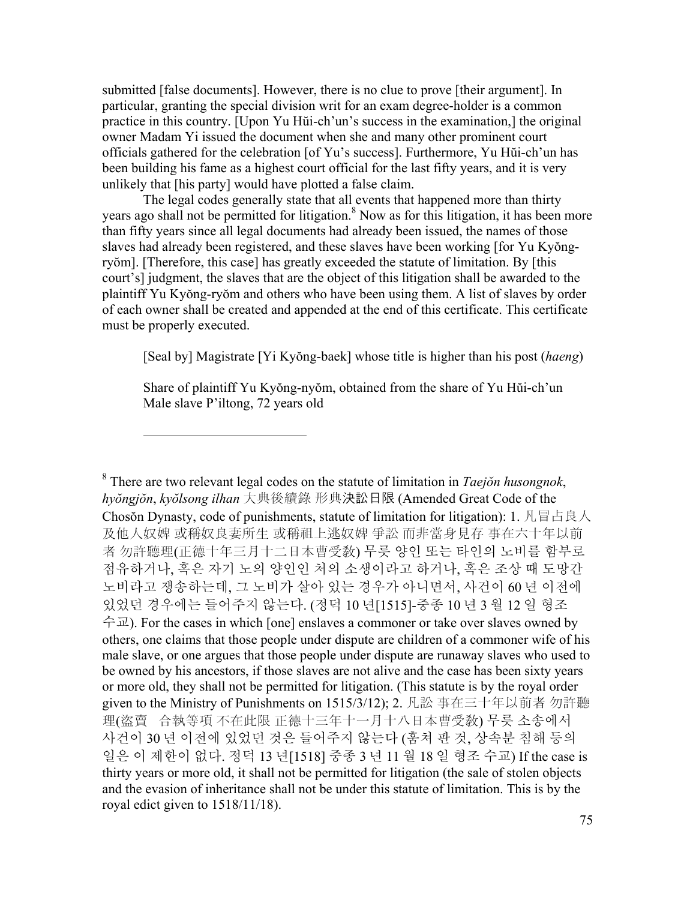submitted [false documents]. However, there is no clue to prove [their argument]. In particular, granting the special division writ for an exam degree-holder is a common practice in this country. [Upon Yu Hŭi-ch'un's success in the examination,] the original owner Madam Yi issued the document when she and many other prominent court officials gathered for the celebration [of Yu's success]. Furthermore, Yu Hŭi-ch'un has been building his fame as a highest court official for the last fifty years, and it is very unlikely that [his party] would have plotted a false claim.

The legal codes generally state that all events that happened more than thirty years ago shall not be permitted for litigation.[8] Now as for this litigation, it has been more than fifty years since all legal documents had already been issued, the names of those slaves had already been registered, and these slaves have been working [for Yu Kyŏng-ryŏm]. [Therefore, this case] has greatly exceeded the statute of limitation. By [this court's] judgment, the slaves that are the object of this litigation shall be awarded to the plaintiff Yu Kyŏng-ryŏm and others who have been using them. A list of slaves by order of each owner shall be created and appended at the end of this certificate. This certificate must be properly executed.

> [Seal by] Magistrate [Yi Kyŏng-baek] whose title is higher than his post (*haeng*)
>
> Share of plaintiff Yu Kyŏng-nyŏm, obtained from the share of Yu Hŭi-ch'un
> Male slave P'iltong, 72 years old

---

[8] There are two relevant legal codes on the statute of limitation in *Taejŏn husongnok*, *hyŏngjŏn*, *kyŏlsong ilhan* 大典後續錄 形典決訟日限 (Amended Great Code of the Chosŏn Dynasty, code of punishments, statute of limitation for litigation): 1. 凡冒占良人及他人奴婢 或稱奴良妻所生 或稱祖上逃奴婢 爭訟 而非當身見存 事在六十年以前者 勿許聽理(正德十年三月十二日本曹受敎) 무릇 양인 또는 타인의 노비를 함부로 점유하거나, 혹은 자기 노의 양인인 처의 소생이라고 하거나, 혹은 조상 때 도망간 노비라고 쟁송하는데, 그 노비가 살아 있는 경우가 아니면서, 사건이 60 년 이전에 있었던 경우에는 들어주지 않는다. (정덕 10 년[1515]-중종 10 년 3 월 12 일 형조 수교). For the cases in which [one] enslaves a commoner or take over slaves owned by others, one claims that those people under dispute are children of a commoner wife of his male slave, or one argues that those people under dispute are runaway slaves who used to be owned by his ancestors, if those slaves are not alive and the case has been sixty years or more old, they shall not be permitted for litigation. (This statute is by the royal order given to the Ministry of Punishments on 1515/3/12); 2. 凡訟 事在三十年以前者 勿許聽理(盜賣　合執等項 不在此限 正德十三年十一月十八日本曹受敎) 무릇 소송에서 사건이 30 년 이전에 있었던 것은 들어주지 않는다 (훔쳐 판 것, 상속분 침해 등의 일은 이 제한이 없다. 정덕 13 년[1518] 중종 3 년 11 월 18 일 형조 수교) If the case is thirty years or more old, it shall not be permitted for litigation (the sale of stolen objects and the evasion of inheritance shall not be under this statute of limitation. This is by the royal edict given to 1518/11/18).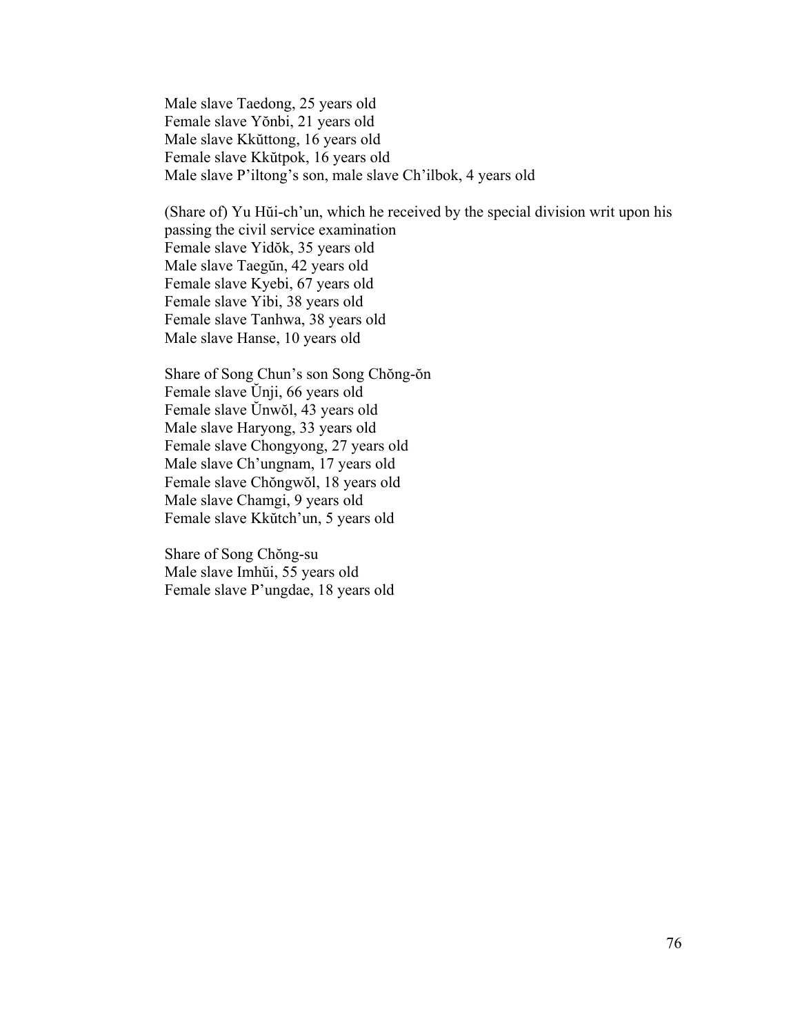Male slave Taedong, 25 years old
Female slave Yŏnbi, 21 years old
Male slave Kkŭttong, 16 years old
Female slave Kkŭtpok, 16 years old
Male slave P'iltong's son, male slave Ch'ilbok, 4 years old

(Share of) Yu Hŭi-ch'un, which he received by the special division writ upon his passing the civil service examination
Female slave Yidŏk, 35 years old
Male slave Taegŭn, 42 years old
Female slave Kyebi, 67 years old
Female slave Yibi, 38 years old
Female slave Tanhwa, 38 years old
Male slave Hanse, 10 years old

Share of Song Chun's son Song Chŏng-ŏn
Female slave Ŭnji, 66 years old
Female slave Ŭnwŏl, 43 years old
Male slave Haryong, 33 years old
Female slave Chongyong, 27 years old
Male slave Ch'ungnam, 17 years old
Female slave Chŏngwŏl, 18 years old
Male slave Chamgi, 9 years old
Female slave Kkŭtch'un, 5 years old

Share of Song Chŏng-su
Male slave Imhŭi, 55 years old
Female slave P'ungdae, 18 years old